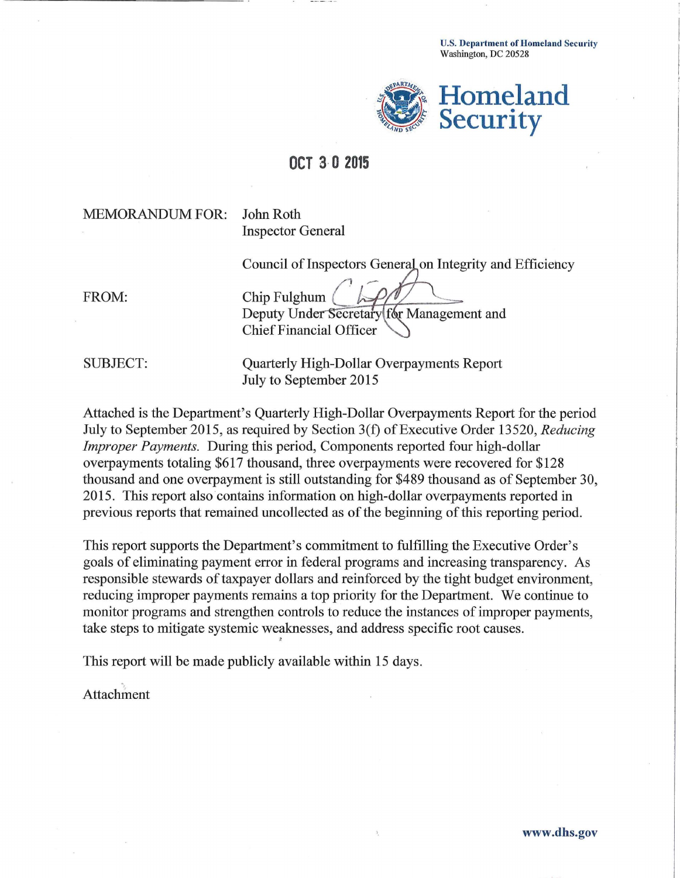U.S. Department of Homeland Security
Washington, DC 20528

**Homeland Security**

OCT 30 2015

MEMORANDUM FOR: John Roth
Inspector General

Council of Inspectors General on Integrity and Efficiency

FROM: Chip Fulghum
Deputy Under Secretary for Management and
Chief Financial Officer

SUBJECT: Quarterly High-Dollar Overpayments Report
July to September 2015

Attached is the Department's Quarterly High-Dollar Overpayments Report for the period July to September 2015, as required by Section 3(f) of Executive Order 13520, *Reducing Improper Payments*. During this period, Components reported four high-dollar overpayments totaling $617 thousand, three overpayments were recovered for $128 thousand and one overpayment is still outstanding for $489 thousand as of September 30, 2015. This report also contains information on high-dollar overpayments reported in previous reports that remained uncollected as of the beginning of this reporting period.

This report supports the Department's commitment to fulfilling the Executive Order's goals of eliminating payment error in federal programs and increasing transparency. As responsible stewards of taxpayer dollars and reinforced by the tight budget environment, reducing improper payments remains a top priority for the Department. We continue to monitor programs and strengthen controls to reduce the instances of improper payments, take steps to mitigate systemic weaknesses, and address specific root causes.

This report will be made publicly available within 15 days.

Attachment

www.dhs.gov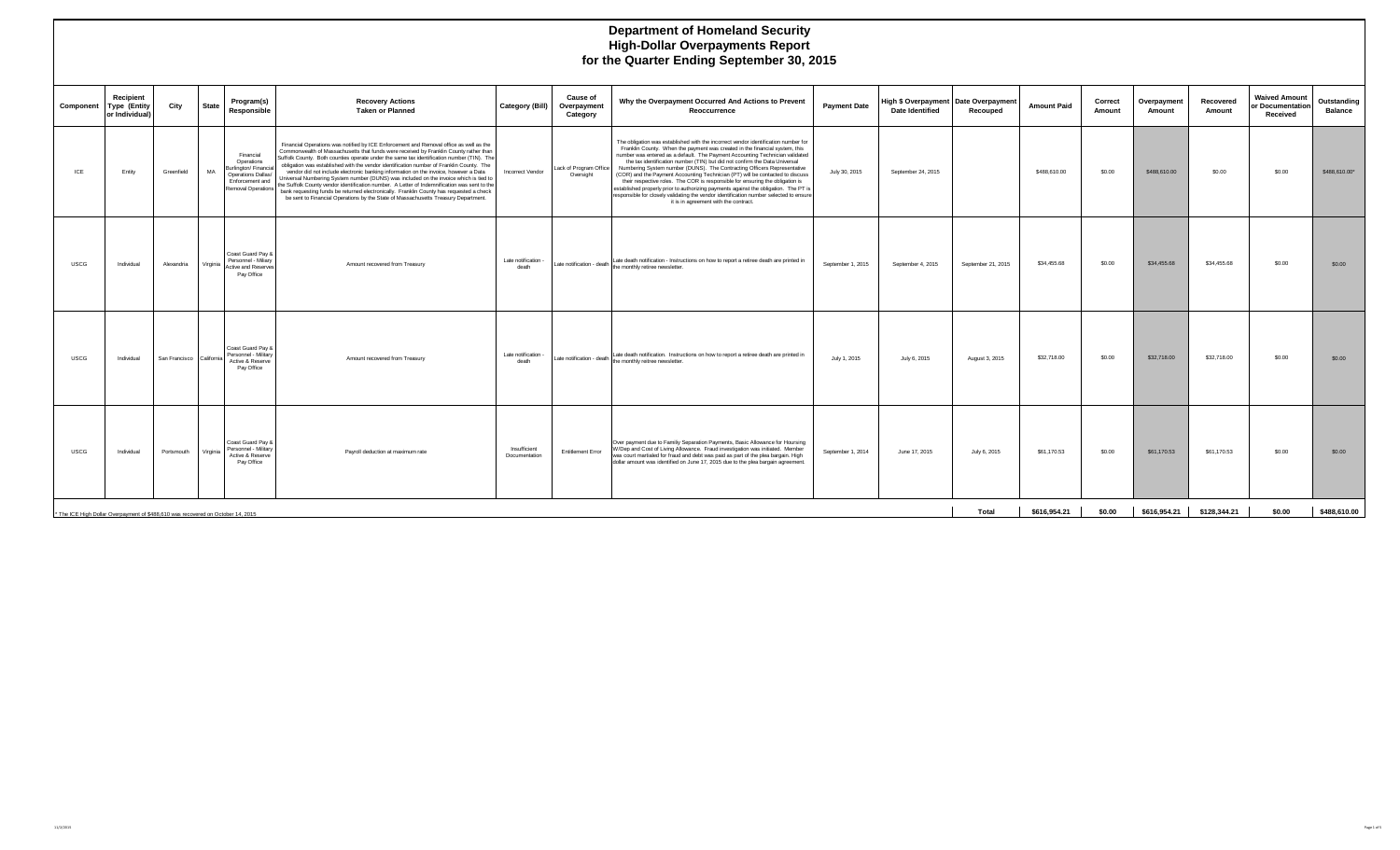# Department of Homeland Security
## High-Dollar Overpayments Report
### for the Quarter Ending September 30, 2015

| Component | Recipient Type (Entity or Individual) | City | State | Program(s) Responsible | Recovery Actions Taken or Planned | Category (Bill) | Cause of Overpayment Category | Why the Overpayment Occurred And Actions to Prevent Reoccurrence | Payment Date | High $ Overpayment Date Identified | Date Overpayment Recouped | Amount Paid | Correct Amount | Overpayment Amount | Recovered Amount | Waived Amount or Documentation Received | Outstanding Balance |
|---|---|---|---|---|---|---|---|---|---|---|---|---|---|---|---|---|---|
| ICE | Entity | Greenfield | MA | Financial Operations Burlington/ Financial Operations Dallas/ Enforcement and Removal Operations | Financial Operations was notified by ICE Enforcement and Removal office as well as the Commonwealth of Massachusetts that funds were received by Franklin County rather than Suffolk County. Both counties operate under the same tax identification number (TIN). The obligation was established with the vendor identification number of Franklin County. The vendor did not include electronic banking information on the invoice, however a Data Universal Numbering System number (DUNS) was included on the invoice which is tied to the Suffolk County vendor identification number. A Letter of Indemnification was sent to the bank requesting funds be returned electronically. Franklin County has requested a check be sent to Financial Operations by the State of Massachusetts Treasury Department. | Incorrect Vendor | Lack of Program Office Oversight | The obligation was established with the incorrect vendor identification number for Franklin County. When the payment was created in the financial system, this number was entered as a default. The Payment Accounting Technician validated the tax identification number (TIN) but did not confirm the Data Universal Numbering System number (DUNS). The Contracting Officers Representative (COR) and the Payment Accounting Technician (PT) will be contacted to discuss their respective roles. The COR is responsible for ensuring the obligation is established properly prior to authorizing payments against the obligation. The PT is responsible for closely validating the vendor identification number selected to ensure it is in agreement with the contract. | July 30, 2015 | September 24, 2015 | | $488,610.00 | $0.00 | $488,610.00 | $0.00 | $0.00 | $488,610.00* |
| USCG | Individual | Alexandria | Virginia | Coast Guard Pay & Personnel - Military Active and Reserves Pay Office | Amount recovered from Treasury | Late notification - death | Late notification - death | Late death notification - Instructions on how to report a retiree death are printed in the monthly retiree newsletter. | September 1, 2015 | September 4, 2015 | September 21, 2015 | $34,455.68 | $0.00 | $34,455.68 | $34,455.68 | $0.00 | $0.00 |
| USCG | Individual | San Francisco | California | Coast Guard Pay & Personnel - Military Active & Reserve Pay Office | Amount recovered from Treasury | Late notification - death | Late notification - death | Late death notification. Instructions on how to report a retiree death are printed in the monthly retiree newsletter. | July 1, 2015 | July 6, 2015 | August 3, 2015 | $32,718.00 | $0.00 | $32,718.00 | $32,718.00 | $0.00 | $0.00 |
| USCG | Individual | Portsmouth | Virginia | Coast Guard Pay & Personnel - Military Active & Reserve Pay Office | Payroll deduction at maximum rate | Insufficient Documentation | Entitlement Error | Over payment due to Family Separation Payments, Basic Allowance for Housing W/Dep and Cost of Living Allowance. Fraud investigation was initiated. Member was court martialed for fraud and debt was paid as part of the plea bargain. High dollar amount was identified on June 17, 2015 due to the plea bargain agreement. | September 1, 2014 | June 17, 2015 | July 6, 2015 | $61,170.53 | $0.00 | $61,170.53 | $61,170.53 | $0.00 | $0.00 |
| | | | | | | | | | | | **Total** | **$616,954.21** | **$0.00** | **$616,954.21** | **$128,344.21** | **$0.00** | **$488,610.00** |

* The ICE High Dollar Overpayment of $488,610 was recovered on October 14, 2015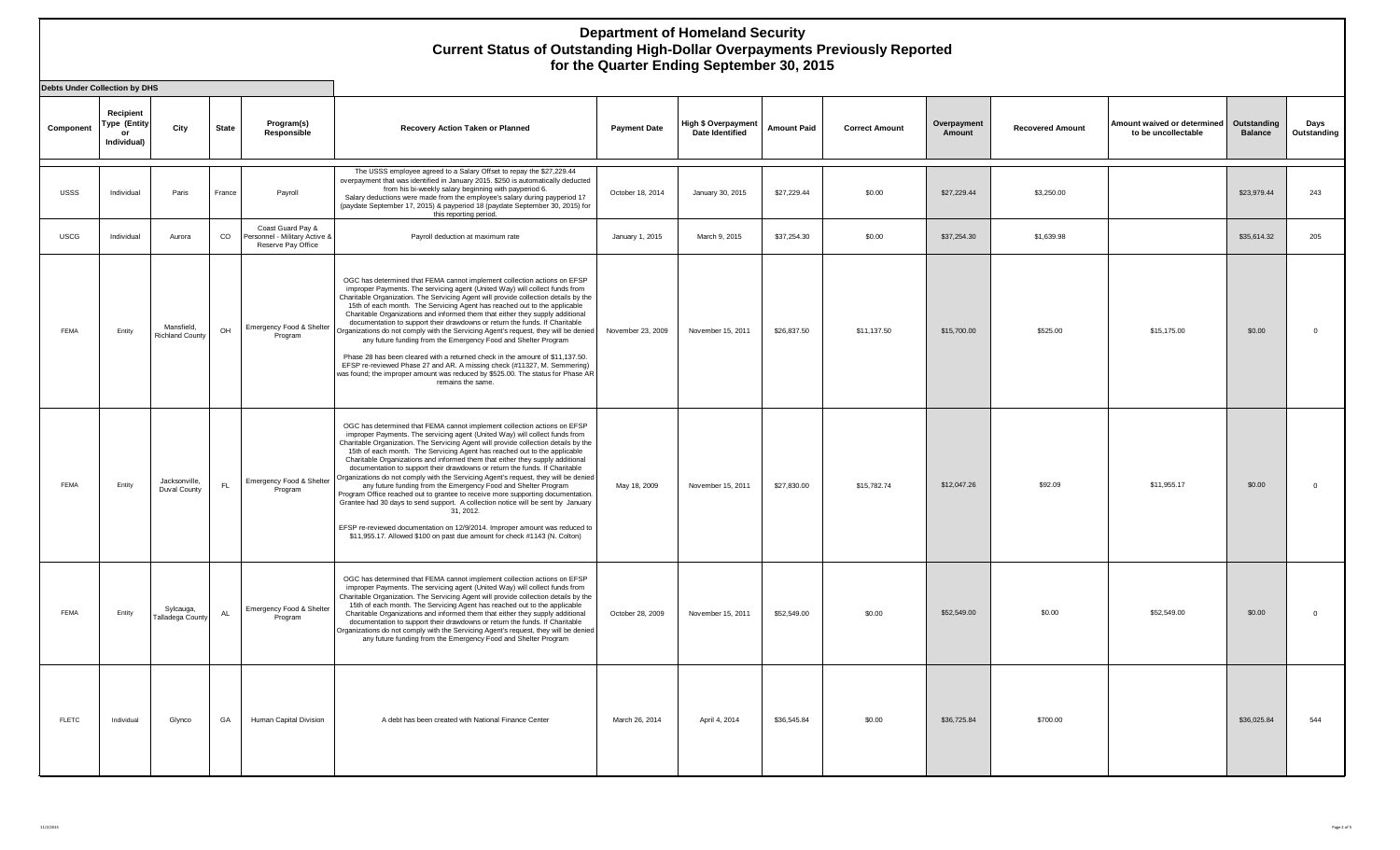# Department of Homeland Security
## Current Status of Outstanding High-Dollar Overpayments Previously Reported
## for the Quarter Ending September 30, 2015

**Debts Under Collection by DHS**

| Component | Recipient Type (Entity or Individual) | City | State | Program(s) Responsible | Recovery Action Taken or Planned | Payment Date | High $ Overpayment Date Identified | Amount Paid | Correct Amount | Overpayment Amount | Recovered Amount | Amount waived or determined to be uncollectable | Outstanding Balance | Days Outstanding |
|---|---|---|---|---|---|---|---|---|---|---|---|---|---|---|
| USSS | Individual | Paris | France | Payroll | The USSS employee agreed to a Salary Offset to repay the $27,229.44 overpayment that was identified in January 2015. $250 is automatically deducted from his bi-weekly salary beginning with payperiod 6. Salary deductions were made from the employee's salary during payperiod 17 (paydate September 17, 2015) & payperiod 18 (paydate September 30, 2015) for this reporting period. | October 18, 2014 | January 30, 2015 | $27,229.44 | $0.00 | $27,229.44 | $3,250.00 | | $23,979.44 | 243 |
| USCG | Individual | Aurora | CO | Coast Guard Pay & Personnel - Military Active & Reserve Pay Office | Payroll deduction at maximum rate | January 1, 2015 | March 9, 2015 | $37,254.30 | $0.00 | $37,254.30 | $1,639.98 | | $35,614.32 | 205 |
| FEMA | Entity | Mansfield, Richland County | OH | Emergency Food & Shelter Program | OGC has determined that FEMA cannot implement collection actions on EFSP improper Payments. The servicing agent (United Way) will collect funds from Charitable Organization. The Servicing Agent will provide collection details by the 15th of each month. The Servicing Agent has reached out to the applicable Charitable Organizations and informed them that either they supply additional documentation to support their drawdowns or return the funds. If Charitable Organizations do not comply with the Servicing Agent's request, they will be denied any future funding from the Emergency Food and Shelter Program<br><br>Phase 28 has been cleared with a returned check in the amount of $11,137.50. EFSP re-reviewed Phase 27 and AR. A missing check (#11327, M. Semmering) was found; the improper amount was reduced by $525.00. The status for Phase AR remains the same. | November 23, 2009 | November 15, 2011 | $26,837.50 | $11,137.50 | $15,700.00 | $525.00 | $15,175.00 | $0.00 | 0 |
| FEMA | Entity | Jacksonville, Duval County | FL | Emergency Food & Shelter Program | OGC has determined that FEMA cannot implement collection actions on EFSP improper Payments. The servicing agent (United Way) will collect funds from Charitable Organization. The Servicing Agent will provide collection details by the 15th of each month. The Servicing Agent has reached out to the applicable Charitable Organizations and informed them that either they supply additional documentation to support their drawdowns or return the funds. If Charitable Organizations do not comply with the Servicing Agent's request, they will be denied any future funding from the Emergency Food and Shelter Program Program Office reached out to grantee to receive more supporting documentation. Grantee had 30 days to send support. A collection notice will be sent by January 31, 2012.<br><br>EFSP re-reviewed documentation on 12/9/2014. Improper amount was reduced to $11,955.17. Allowed $100 on past due amount for check #1143 (N. Colton) | May 18, 2009 | November 15, 2011 | $27,830.00 | $15,782.74 | $12,047.26 | $92.09 | $11,955.17 | $0.00 | 0 |
| FEMA | Entity | Sylcauga, Talladega County | AL | Emergency Food & Shelter Program | OGC has determined that FEMA cannot implement collection actions on EFSP improper Payments. The servicing agent (United Way) will collect funds from Charitable Organization. The Servicing Agent will provide collection details by the 15th of each month. The Servicing Agent has reached out to the applicable Charitable Organizations and informed them that either they supply additional documentation to support their drawdowns or return the funds. If Charitable Organizations do not comply with the Servicing Agent's request, they will be denied any future funding from the Emergency Food and Shelter Program | October 28, 2009 | November 15, 2011 | $52,549.00 | $0.00 | $52,549.00 | $0.00 | $52,549.00 | $0.00 | 0 |
| FLETC | Individual | Glynco | GA | Human Capital Division | A debt has been created with National Finance Center | March 26, 2014 | April 4, 2014 | $36,545.84 | $0.00 | $36,725.84 | $700.00 | | $36,025.84 | 544 |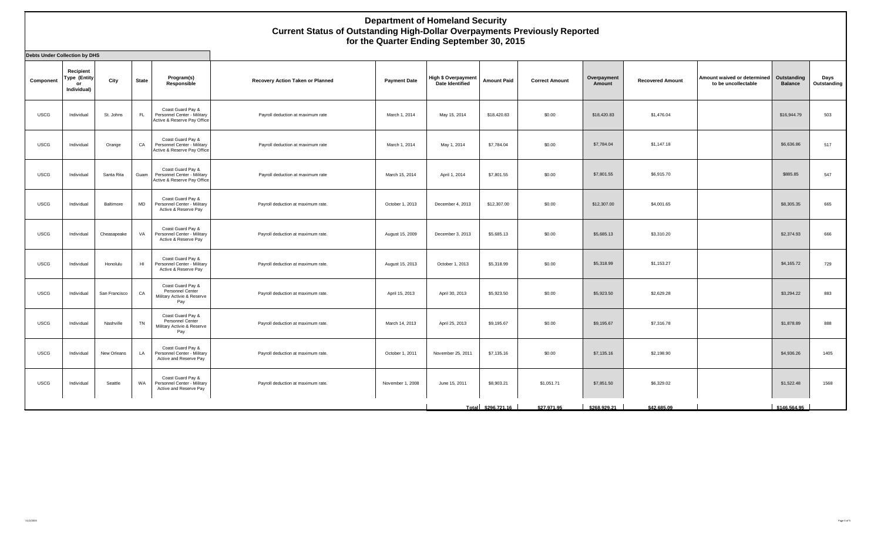# Department of Homeland Security
## Current Status of Outstanding High-Dollar Overpayments Previously Reported
## for the Quarter Ending September 30, 2015

**Debts Under Collection by DHS**

| Component | Recipient Type (Entity or Individual) | City | State | Program(s) Responsible | Recovery Action Taken or Planned | Payment Date | High $ Overpayment Date Identified | Amount Paid | Correct Amount | Overpayment Amount | Recovered Amount | Amount waived or determined to be uncollectable | Outstanding Balance | Days Outstanding |
|---|---|---|---|---|---|---|---|---|---|---|---|---|---|---|
| USCG | Individual | St. Johns | FL | Coast Guard Pay & Personnel Center - Military Active & Reserve Pay Office | Payroll deduction at maximum rate | March 1, 2014 | May 15, 2014 | $18,420.83 | $0.00 | $18,420.83 | $1,476.04 | | $16,944.79 | 503 |
| USCG | Individual | Orange | CA | Coast Guard Pay & Personnel Center - Military Active & Reserve Pay Office | Payroll deduction at maximum rate | March 1, 2014 | May 1, 2014 | $7,784.04 | $0.00 | $7,784.04 | $1,147.18 | | $6,636.86 | 517 |
| USCG | Individual | Santa Rita | Guam | Coast Guard Pay & Personnel Center - Military Active & Reserve Pay Office | Payroll deduction at maximum rate | March 15, 2014 | April 1, 2014 | $7,801.55 | $0.00 | $7,801.55 | $6,915.70 | | $885.85 | 547 |
| USCG | Individual | Baltimore | MD | Coast Guard Pay & Personnel Center - Military Active & Reserve Pay | Payroll deduction at maximum rate. | October 1, 2013 | December 4, 2013 | $12,307.00 | $0.00 | $12,307.00 | $4,001.65 | | $8,305.35 | 665 |
| USCG | Individual | Cheasapeake | VA | Coast Guard Pay & Personnel Center - Military Active & Reserve Pay | Payroll deduction at maximum rate. | August 15, 2009 | December 3, 2013 | $5,685.13 | $0.00 | $5,685.13 | $3,310.20 | | $2,374.93 | 666 |
| USCG | Individual | Honolulu | HI | Coast Guard Pay & Personnel Center - Military Active & Reserve Pay | Payroll deduction at maximum rate. | August 15, 2013 | October 1, 2013 | $5,318.99 | $0.00 | $5,318.99 | $1,153.27 | | $4,165.72 | 729 |
| USCG | Individual | San Francisco | CA | Coast Guard Pay & Personnel Center Military Activie & Reserve Pay | Payroll deduction at maximum rate. | April 15, 2013 | April 30, 2013 | $5,923.50 | $0.00 | $5,923.50 | $2,629.28 | | $3,294.22 | 883 |
| USCG | Individual | Nashville | TN | Coast Guard Pay & Personnel Center Military Activie & Reserve Pay | Payroll deduction at maximum rate. | March 14, 2013 | April 25, 2013 | $9,195.67 | $0.00 | $9,195.67 | $7,316.78 | | $1,878.89 | 888 |
| USCG | Individual | New Orleans | LA | Coast Guard Pay & Personnel Center - Military Active and Reserve Pay | Payroll deduction at maximum rate. | October 1, 2011 | November 25, 2011 | $7,135.16 | $0.00 | $7,135.16 | $2,198.90 | | $4,936.26 | 1405 |
| USCG | Individual | Seattle | WA | Coast Guard Pay & Personnel Center - Military Active and Reserve Pay | Payroll deduction at maximum rate. | November 1, 2008 | June 15, 2011 | $8,903.21 | $1,051.71 | $7,851.50 | $6,329.02 | | $1,522.48 | 1568 |
| | | | | | | | Total | $296,721.16 | $27,971.95 | $268,929.21 | $42,685.09 | | $146,564.95 | |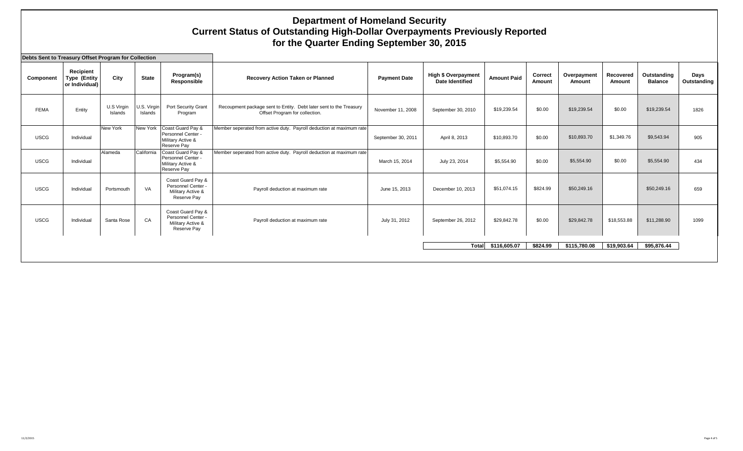# Department of Homeland Security
## Current Status of Outstanding High-Dollar Overpayments Previously Reported for the Quarter Ending September 30, 2015

**Debts Sent to Treasury Offset Program for Collection**

| Component | Recipient Type (Entity or Individual) | City | State | Program(s) Responsible | Recovery Action Taken or Planned | Payment Date | High $ Overpayment Date Identified | Amount Paid | Correct Amount | Overpayment Amount | Recovered Amount | Outstanding Balance | Days Outstanding |
|---|---|---|---|---|---|---|---|---|---|---|---|---|---|
| FEMA | Entity | U.S Virgin Islands | U.S. Virgin Islands | Port Security Grant Program | Recoupment package sent to Entity. Debt later sent to the Treasury Offset Program for collection. | November 11, 2008 | September 30, 2010 | $19,239.54 | $0.00 | $19,239.54 | $0.00 | $19,239.54 | 1826 |
| USCG | Individual | New York | New York | Coast Guard Pay & Personnel Center - Military Active & Reserve Pay | Member seperated from active duty. Payroll deduction at maximum rate | September 30, 2011 | April 8, 2013 | $10,893.70 | $0.00 | $10,893.70 | $1,349.76 | $9,543.94 | 905 |
| USCG | Individual | Alameda | California | Coast Guard Pay & Personnel Center - Military Active & Reserve Pay | Member seperated from active duty. Payroll deduction at maximum rate | March 15, 2014 | July 23, 2014 | $5,554.90 | $0.00 | $5,554.90 | $0.00 | $5,554.90 | 434 |
| USCG | Individual | Portsmouth | VA | Coast Guard Pay & Personnel Center - Military Active & Reserve Pay | Payroll deduction at maximum rate | June 15, 2013 | December 10, 2013 | $51,074.15 | $824.99 | $50,249.16 | | $50,249.16 | 659 |
| USCG | Individual | Santa Rose | CA | Coast Guard Pay & Personnel Center - Military Active & Reserve Pay | Payroll deduction at maximum rate | July 31, 2012 | September 26, 2012 | $29,842.78 | $0.00 | $29,842.78 | $18,553.88 | $11,288.90 | 1099 |
| | | | | | | | **Total** | **$116,605.07** | **$824.99** | **$115,780.08** | **$19,903.64** | **$95,876.44** | |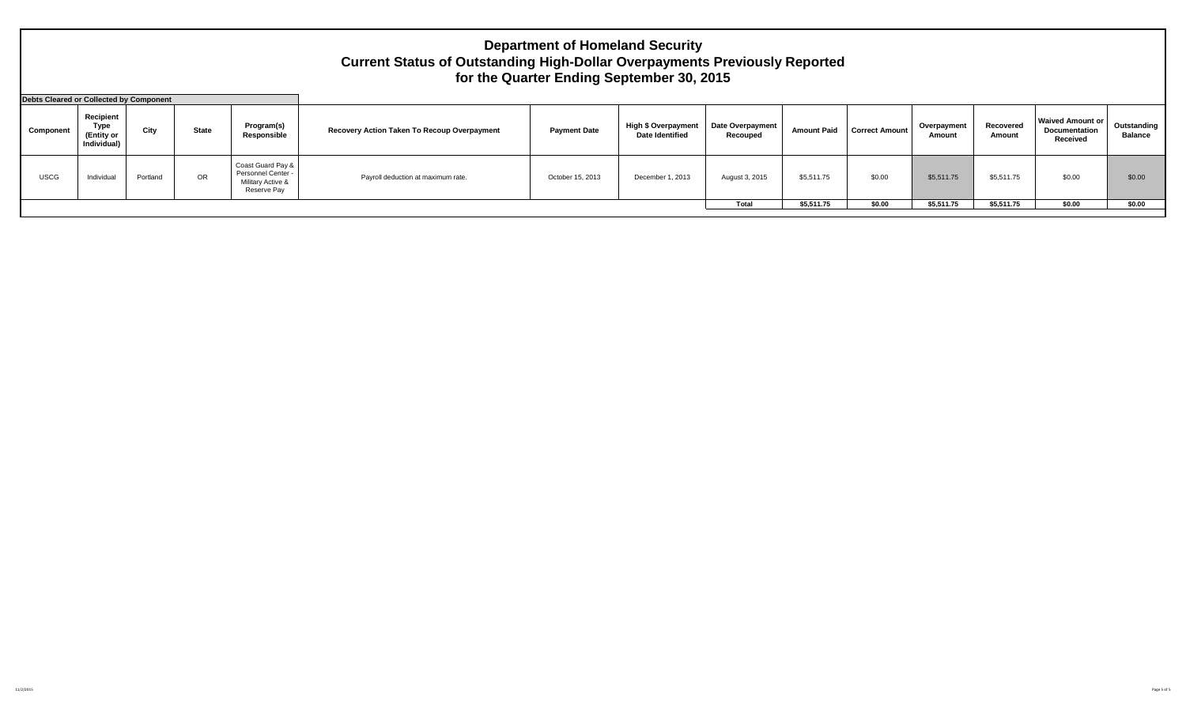# Department of Homeland Security
# Current Status of Outstanding High-Dollar Overpayments Previously Reported
# for the Quarter Ending September 30, 2015

**Debts Cleared or Collected by Component**

| Component | Recipient Type (Entity or Individual) | City | State | Program(s) Responsible | Recovery Action Taken To Recoup Overpayment | Payment Date | High $ Overpayment Date Identified | Date Overpayment Recouped | Amount Paid | Correct Amount | Overpayment Amount | Recovered Amount | Waived Amount or Documentation Received | Outstanding Balance |
|---|---|---|---|---|---|---|---|---|---|---|---|---|---|---|
| USCG | Individual | Portland | OR | Coast Guard Pay & Personnel Center - Military Active & Reserve Pay | Payroll deduction at maximum rate. | October 15, 2013 | December 1, 2013 | August 3, 2015 | $5,511.75 | $0.00 | $5,511.75 | $5,511.75 | $0.00 | $0.00 |
| | | | | | | | | **Total** | **$5,511.75** | **$0.00** | **$5,511.75** | **$5,511.75** | **$0.00** | **$0.00** |